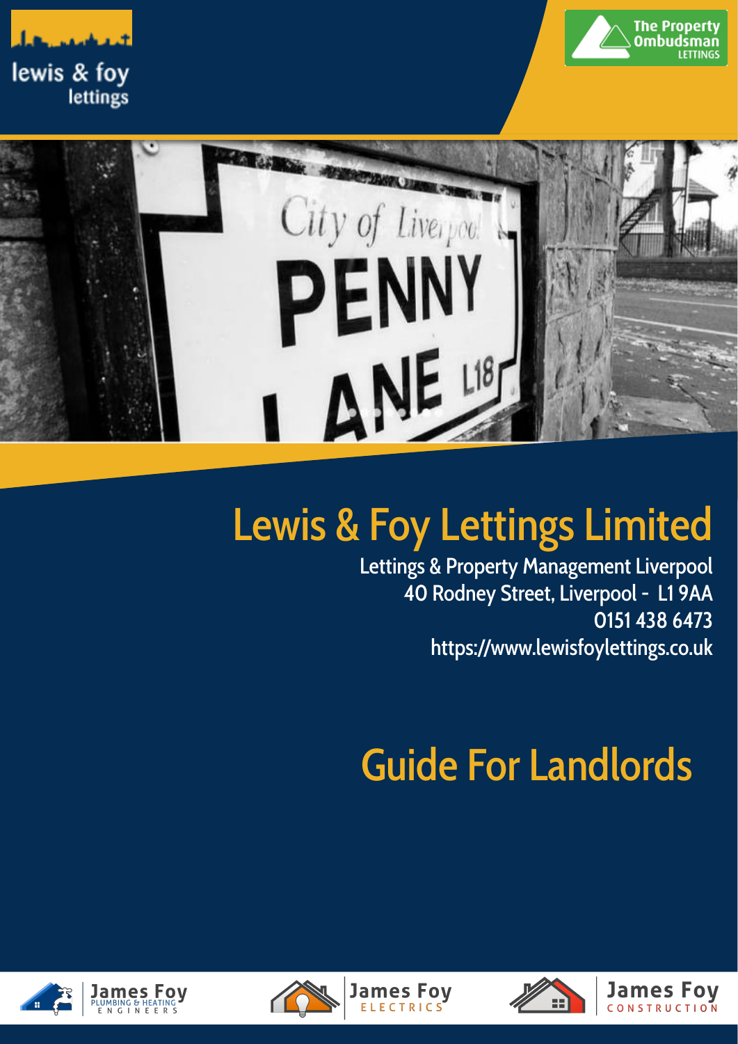lewis & foy
lettings

The Property Ombudsman
LETTINGS

# Lewis & Foy Lettings Limited

Lettings & Property Management Liverpool
40 Rodney Street, Liverpool - L1 9AA
0151 438 6473
https://www.lewisfoylettings.co.uk

# Guide For Landlords

James Foy PLUMBING & HEATING ENGINEERS

James Foy ELECTRICS

James Foy CONSTRUCTION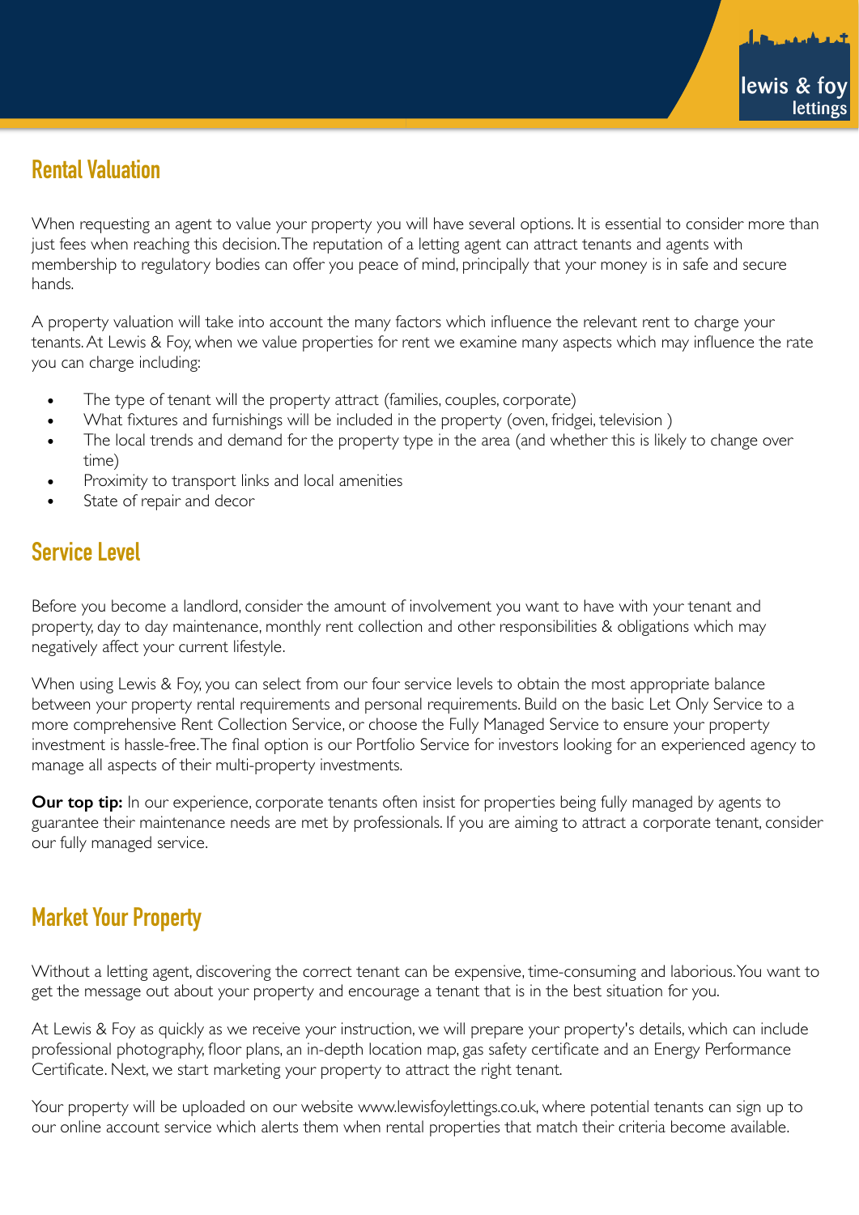## Rental Valuation

When requesting an agent to value your property you will have several options. It is essential to consider more than just fees when reaching this decision. The reputation of a letting agent can attract tenants and agents with membership to regulatory bodies can offer you peace of mind, principally that your money is in safe and secure hands.

A property valuation will take into account the many factors which influence the relevant rent to charge your tenants. At Lewis & Foy, when we value properties for rent we examine many aspects which may influence the rate you can charge including:

- The type of tenant will the property attract (families, couples, corporate)
- What fixtures and furnishings will be included in the property (oven, fridgei, television )
- The local trends and demand for the property type in the area (and whether this is likely to change over time)
- Proximity to transport links and local amenities
- State of repair and decor

## Service Level

Before you become a landlord, consider the amount of involvement you want to have with your tenant and property, day to day maintenance, monthly rent collection and other responsibilities & obligations which may negatively affect your current lifestyle.

When using Lewis & Foy, you can select from our four service levels to obtain the most appropriate balance between your property rental requirements and personal requirements. Build on the basic Let Only Service to a more comprehensive Rent Collection Service, or choose the Fully Managed Service to ensure your property investment is hassle-free. The final option is our Portfolio Service for investors looking for an experienced agency to manage all aspects of their multi-property investments.

**Our top tip:** In our experience, corporate tenants often insist for properties being fully managed by agents to guarantee their maintenance needs are met by professionals. If you are aiming to attract a corporate tenant, consider our fully managed service.

## Market Your Property

Without a letting agent, discovering the correct tenant can be expensive, time-consuming and laborious. You want to get the message out about your property and encourage a tenant that is in the best situation for you.

At Lewis & Foy as quickly as we receive your instruction, we will prepare your property's details, which can include professional photography, floor plans, an in-depth location map, gas safety certificate and an Energy Performance Certificate. Next, we start marketing your property to attract the right tenant.

Your property will be uploaded on our website www.lewisfoylettings.co.uk, where potential tenants can sign up to our online account service which alerts them when rental properties that match their criteria become available.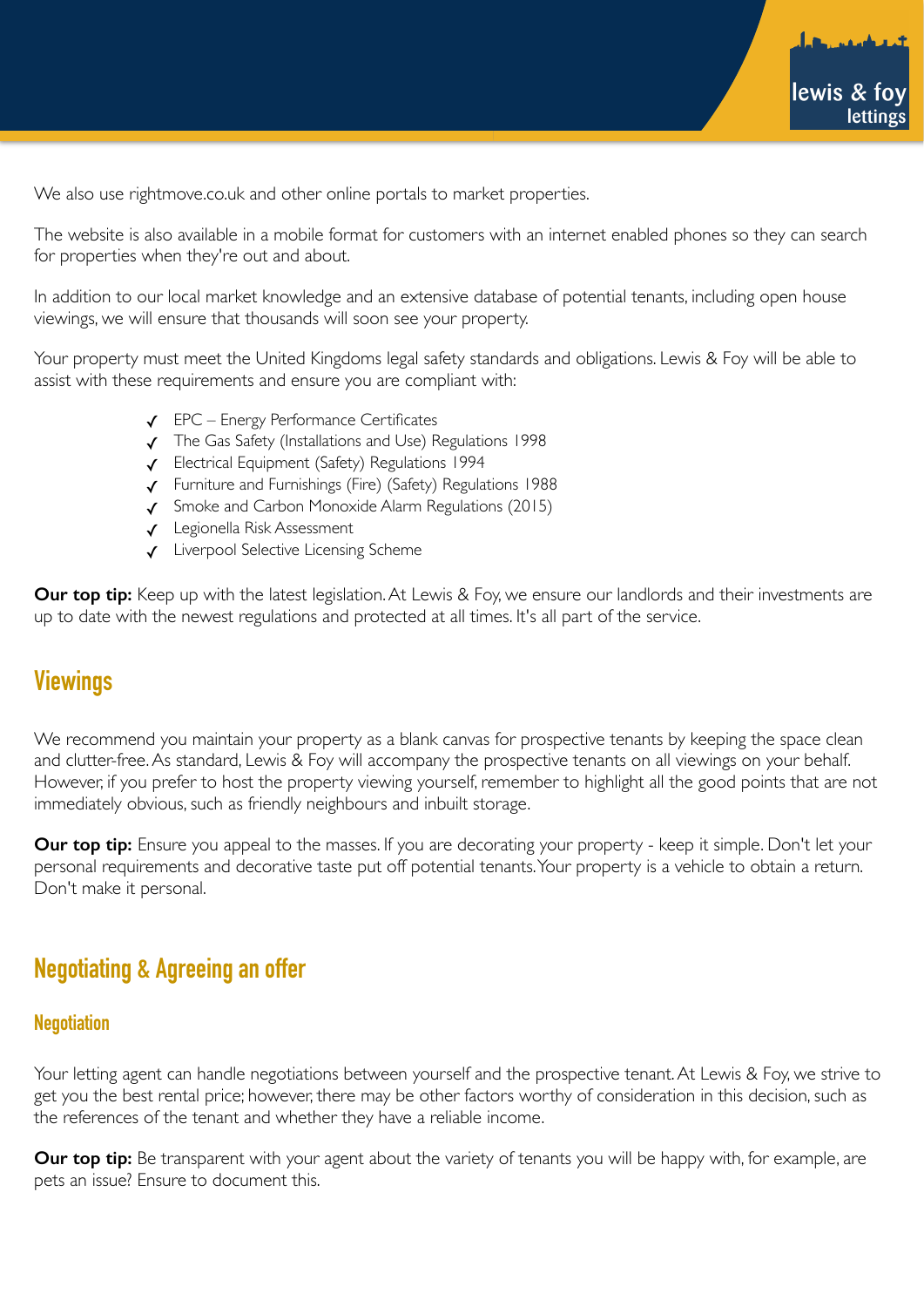We also use rightmove.co.uk and other online portals to market properties.

The website is also available in a mobile format for customers with an internet enabled phones so they can search for properties when they're out and about.

In addition to our local market knowledge and an extensive database of potential tenants, including open house viewings, we will ensure that thousands will soon see your property.

Your property must meet the United Kingdoms legal safety standards and obligations. Lewis & Foy will be able to assist with these requirements and ensure you are compliant with:

- ✓ EPC – Energy Performance Certificates
- ✓ The Gas Safety (Installations and Use) Regulations 1998
- ✓ Electrical Equipment (Safety) Regulations 1994
- ✓ Furniture and Furnishings (Fire) (Safety) Regulations 1988
- ✓ Smoke and Carbon Monoxide Alarm Regulations (2015)
- ✓ Legionella Risk Assessment
- ✓ Liverpool Selective Licensing Scheme

**Our top tip:** Keep up with the latest legislation. At Lewis & Foy, we ensure our landlords and their investments are up to date with the newest regulations and protected at all times. It's all part of the service.

## Viewings

We recommend you maintain your property as a blank canvas for prospective tenants by keeping the space clean and clutter-free. As standard, Lewis & Foy will accompany the prospective tenants on all viewings on your behalf. However, if you prefer to host the property viewing yourself, remember to highlight all the good points that are not immediately obvious, such as friendly neighbours and inbuilt storage.

**Our top tip:** Ensure you appeal to the masses. If you are decorating your property - keep it simple. Don't let your personal requirements and decorative taste put off potential tenants. Your property is a vehicle to obtain a return. Don't make it personal.

## Negotiating & Agreeing an offer

### Negotiation

Your letting agent can handle negotiations between yourself and the prospective tenant. At Lewis & Foy, we strive to get you the best rental price; however, there may be other factors worthy of consideration in this decision, such as the references of the tenant and whether they have a reliable income.

**Our top tip:** Be transparent with your agent about the variety of tenants you will be happy with, for example, are pets an issue? Ensure to document this.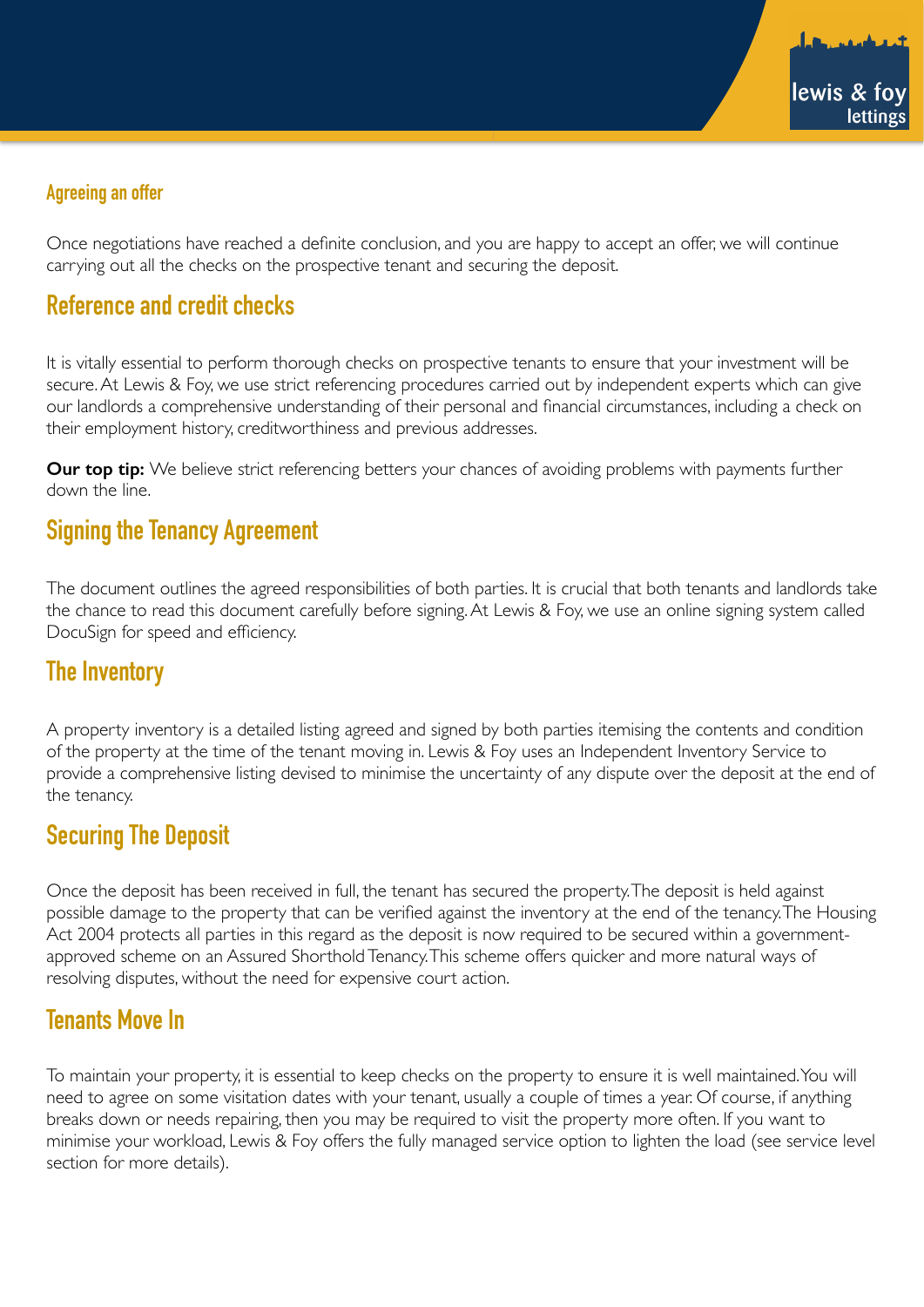### Agreeing an offer

Once negotiations have reached a definite conclusion, and you are happy to accept an offer, we will continue carrying out all the checks on the prospective tenant and securing the deposit.

## Reference and credit checks

It is vitally essential to perform thorough checks on prospective tenants to ensure that your investment will be secure. At Lewis & Foy, we use strict referencing procedures carried out by independent experts which can give our landlords a comprehensive understanding of their personal and financial circumstances, including a check on their employment history, creditworthiness and previous addresses.

**Our top tip:** We believe strict referencing betters your chances of avoiding problems with payments further down the line.

## Signing the Tenancy Agreement

The document outlines the agreed responsibilities of both parties. It is crucial that both tenants and landlords take the chance to read this document carefully before signing. At Lewis & Foy, we use an online signing system called DocuSign for speed and efficiency.

## The Inventory

A property inventory is a detailed listing agreed and signed by both parties itemising the contents and condition of the property at the time of the tenant moving in. Lewis & Foy uses an Independent Inventory Service to provide a comprehensive listing devised to minimise the uncertainty of any dispute over the deposit at the end of the tenancy.

## Securing The Deposit

Once the deposit has been received in full, the tenant has secured the property. The deposit is held against possible damage to the property that can be verified against the inventory at the end of the tenancy. The Housing Act 2004 protects all parties in this regard as the deposit is now required to be secured within a government-approved scheme on an Assured Shorthold Tenancy. This scheme offers quicker and more natural ways of resolving disputes, without the need for expensive court action.

## Tenants Move In

To maintain your property, it is essential to keep checks on the property to ensure it is well maintained. You will need to agree on some visitation dates with your tenant, usually a couple of times a year. Of course, if anything breaks down or needs repairing, then you may be required to visit the property more often. If you want to minimise your workload, Lewis & Foy offers the fully managed service option to lighten the load (see service level section for more details).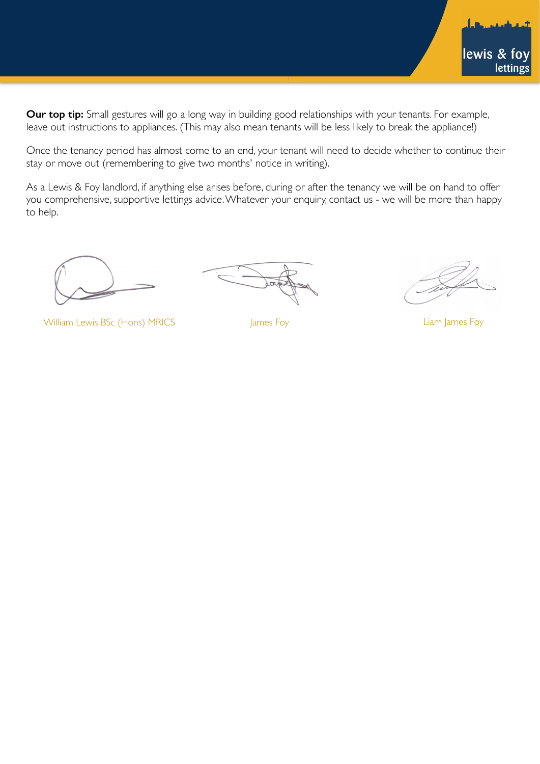**Our top tip:** Small gestures will go a long way in building good relationships with your tenants. For example, leave out instructions to appliances. (This may also mean tenants will be less likely to break the appliance!)

Once the tenancy period has almost come to an end, your tenant will need to decide whether to continue their stay or move out (remembering to give two months' notice in writing).

As a Lewis & Foy landlord, if anything else arises before, during or after the tenancy we will be on hand to offer you comprehensive, supportive lettings advice. Whatever your enquiry, contact us - we will be more than happy to help.

William Lewis BSc (Hons) MRICS

James Foy

Liam James Foy